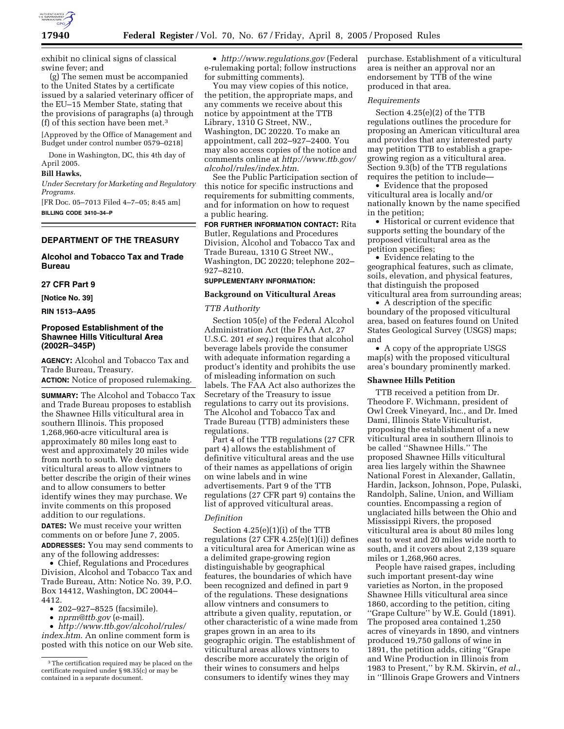exhibit no clinical signs of classical swine fever; and

(g) The semen must be accompanied to the United States by a certificate issued by a salaried veterinary officer of the EU–15 Member State, stating that the provisions of paragraphs (a) through (f) of this section have been met.[3]

[Approved by the Office of Management and Budget under control number 0579–0218]

Done in Washington, DC, this 4th day of April 2005.

**Bill Hawks,**

*Under Secretary for Marketing and Regulatory Programs.*

[FR Doc. 05–7013 Filed 4–7–05; 8:45 am]

**BILLING CODE 3410–34–P**

[3] The certification required may be placed on the certificate required under § 98.35(c) or may be contained in a separate document.

---

## DEPARTMENT OF THE TREASURY

### Alcohol and Tobacco Tax and Trade Bureau

**27 CFR Part 9**

**[Notice No. 39]**

**RIN 1513–AA95**

### Proposed Establishment of the Shawnee Hills Viticultural Area (2002R–345P)

**AGENCY:** Alcohol and Tobacco Tax and Trade Bureau, Treasury.

**ACTION:** Notice of proposed rulemaking.

**SUMMARY:** The Alcohol and Tobacco Tax and Trade Bureau proposes to establish the Shawnee Hills viticultural area in southern Illinois. This proposed 1,268,960-acre viticultural area is approximately 80 miles long east to west and approximately 20 miles wide from north to south. We designate viticultural areas to allow vintners to better describe the origin of their wines and to allow consumers to better identify wines they may purchase. We invite comments on this proposed addition to our regulations.

**DATES:** We must receive your written comments on or before June 7, 2005.

**ADDRESSES:** You may send comments to any of the following addresses:

- Chief, Regulations and Procedures Division, Alcohol and Tobacco Tax and Trade Bureau, Attn: Notice No. 39, P.O. Box 14412, Washington, DC 20044–4412.
- 202–927–8525 (facsimile).
- *nprm@ttb.gov* (e-mail).
- *http://www.ttb.gov/alcohol/rules/index.htm*. An online comment form is posted with this notice on our Web site.
- *http://www.regulations.gov* (Federal e-rulemaking portal; follow instructions for submitting comments).

You may view copies of this notice, the petition, the appropriate maps, and any comments we receive about this notice by appointment at the TTB Library, 1310 G Street, NW., Washington, DC 20220. To make an appointment, call 202–927–2400. You may also access copies of the notice and comments online at *http://www.ttb.gov/alcohol/rules/index.htm*.

See the Public Participation section of this notice for specific instructions and requirements for submitting comments, and for information on how to request a public hearing.

**FOR FURTHER INFORMATION CONTACT:** Rita Butler, Regulations and Procedures Division, Alcohol and Tobacco Tax and Trade Bureau, 1310 G Street NW., Washington, DC 20220; telephone 202–927–8210.

**SUPPLEMENTARY INFORMATION:**

### Background on Viticultural Areas

*TTB Authority*

Section 105(e) of the Federal Alcohol Administration Act (the FAA Act, 27 U.S.C. 201 *et seq.*) requires that alcohol beverage labels provide the consumer with adequate information regarding a product's identity and prohibits the use of misleading information on such labels. The FAA Act also authorizes the Secretary of the Treasury to issue regulations to carry out its provisions. The Alcohol and Tobacco Tax and Trade Bureau (TTB) administers these regulations.

Part 4 of the TTB regulations (27 CFR part 4) allows the establishment of definitive viticultural areas and the use of their names as appellations of origin on wine labels and in wine advertisements. Part 9 of the TTB regulations (27 CFR part 9) contains the list of approved viticultural areas.

*Definition*

Section 4.25(e)(1)(i) of the TTB regulations (27 CFR 4.25(e)(1)(i)) defines a viticultural area for American wine as a delimited grape-growing region distinguishable by geographical features, the boundaries of which have been recognized and defined in part 9 of the regulations. These designations allow vintners and consumers to attribute a given quality, reputation, or other characteristic of a wine made from grapes grown in an area to its geographic origin. The establishment of viticultural areas allows vintners to describe more accurately the origin of their wines to consumers and helps consumers to identify wines they may purchase. Establishment of a viticultural area is neither an approval nor an endorsement by TTB of the wine produced in that area.

*Requirements*

Section 4.25(e)(2) of the TTB regulations outlines the procedure for proposing an American viticultural area and provides that any interested party may petition TTB to establish a grape-growing region as a viticultural area. Section 9.3(b) of the TTB regulations requires the petition to include—

- Evidence that the proposed viticultural area is locally and/or nationally known by the name specified in the petition;
- Historical or current evidence that supports setting the boundary of the proposed viticultural area as the petition specifies;
- Evidence relating to the geographical features, such as climate, soils, elevation, and physical features, that distinguish the proposed viticultural area from surrounding areas;
- A description of the specific boundary of the proposed viticultural area, based on features found on United States Geological Survey (USGS) maps; and
- A copy of the appropriate USGS map(s) with the proposed viticultural area's boundary prominently marked.

### Shawnee Hills Petition

TTB received a petition from Dr. Theodore F. Wichmann, president of Owl Creek Vineyard, Inc., and Dr. Imed Dami, Illinois State Viticulturist, proposing the establishment of a new viticultural area in southern Illinois to be called "Shawnee Hills." The proposed Shawnee Hills viticultural area lies largely within the Shawnee National Forest in Alexander, Gallatin, Hardin, Jackson, Johnson, Pope, Pulaski, Randolph, Saline, Union, and William counties. Encompassing a region of unglaciated hills between the Ohio and Mississippi Rivers, the proposed viticultural area is about 80 miles long east to west and 20 miles wide north to south, and it covers about 2,139 square miles or 1,268,960 acres.

People have raised grapes, including such important present-day wine varieties as Norton, in the proposed Shawnee Hills viticultural area since 1860, according to the petition, citing "Grape Culture" by W.E. Gould (1891). The proposed area contained 1,250 acres of vineyards in 1890, and vintners produced 19,750 gallons of wine in 1891, the petition adds, citing "Grape and Wine Production in Illinois from 1983 to Present," by R.M. Skirvin, *et al.*, in "Illinois Grape Growers and Vintners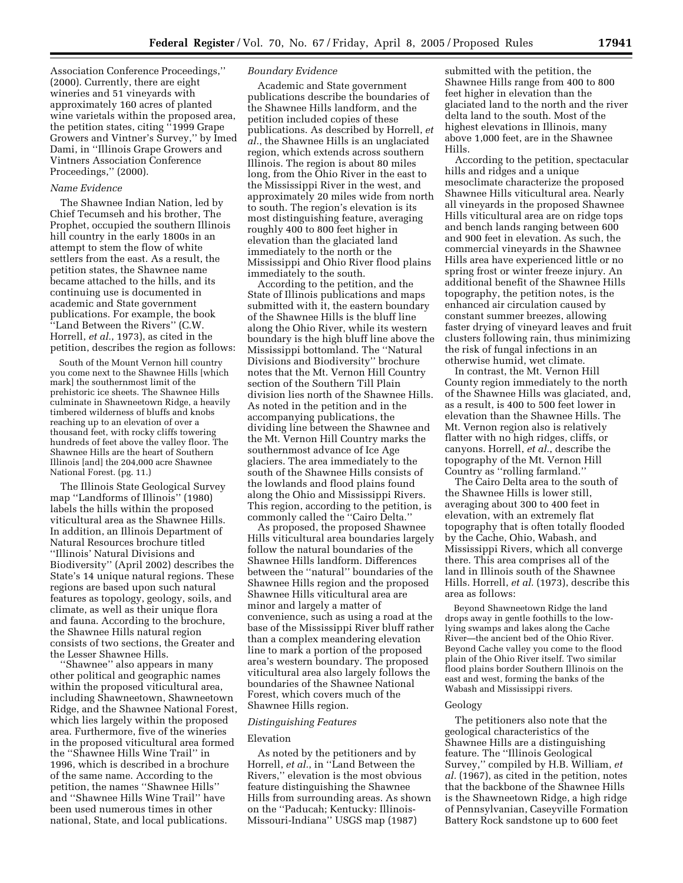Association Conference Proceedings,'' (2000). Currently, there are eight wineries and 51 vineyards with approximately 160 acres of planted wine varietals within the proposed area, the petition states, citing ''1999 Grape Growers and Vintner's Survey,'' by Imed Dami, in ''Illinois Grape Growers and Vintners Association Conference Proceedings,'' (2000).

*Name Evidence*

The Shawnee Indian Nation, led by Chief Tecumseh and his brother, The Prophet, occupied the southern Illinois hill country in the early 1800s in an attempt to stem the flow of white settlers from the east. As a result, the petition states, the Shawnee name became attached to the hills, and its continuing use is documented in academic and State government publications. For example, the book ''Land Between the Rivers'' (C.W. Horrell, *et al.*, 1973), as cited in the petition, describes the region as follows:

> South of the Mount Vernon hill country you come next to the Shawnee Hills [which mark] the southernmost limit of the prehistoric ice sheets. The Shawnee Hills culminate in Shawneetown Ridge, a heavily timbered wilderness of bluffs and knobs reaching up to an elevation of over a thousand feet, with rocky cliffs towering hundreds of feet above the valley floor. The Shawnee Hills are the heart of Southern Illinois [and] the 204,000 acre Shawnee National Forest. (pg. 11.)

The Illinois State Geological Survey map ''Landforms of Illinois'' (1980) labels the hills within the proposed viticultural area as the Shawnee Hills. In addition, an Illinois Department of Natural Resources brochure titled ''Illinois' Natural Divisions and Biodiversity'' (April 2002) describes the State's 14 unique natural regions. These regions are based upon such natural features as topology, geology, soils, and climate, as well as their unique flora and fauna. According to the brochure, the Shawnee Hills natural region consists of two sections, the Greater and the Lesser Shawnee Hills.

''Shawnee'' also appears in many other political and geographic names within the proposed viticultural area, including Shawneetown, Shawneetown Ridge, and the Shawnee National Forest, which lies largely within the proposed area. Furthermore, five of the wineries in the proposed viticultural area formed the ''Shawnee Hills Wine Trail'' in 1996, which is described in a brochure of the same name. According to the petition, the names ''Shawnee Hills'' and ''Shawnee Hills Wine Trail'' have been used numerous times in other national, State, and local publications.

*Boundary Evidence*

Academic and State government publications describe the boundaries of the Shawnee Hills landform, and the petition included copies of these publications. As described by Horrell, *et al.*, the Shawnee Hills is an unglaciated region, which extends across southern Illinois. The region is about 80 miles long, from the Ohio River in the east to the Mississippi River in the west, and approximately 20 miles wide from north to south. The region's elevation is its most distinguishing feature, averaging roughly 400 to 800 feet higher in elevation than the glaciated land immediately to the north or the Mississippi and Ohio River flood plains immediately to the south.

According to the petition, and the State of Illinois publications and maps submitted with it, the eastern boundary of the Shawnee Hills is the bluff line along the Ohio River, while its western boundary is the high bluff line above the Mississippi bottomland. The ''Natural Divisions and Biodiversity'' brochure notes that the Mt. Vernon Hill Country section of the Southern Till Plain division lies north of the Shawnee Hills. As noted in the petition and in the accompanying publications, the dividing line between the Shawnee and the Mt. Vernon Hill Country marks the southernmost advance of Ice Age glaciers. The area immediately to the south of the Shawnee Hills consists of the lowlands and flood plains found along the Ohio and Mississippi Rivers. This region, according to the petition, is commonly called the ''Cairo Delta.''

As proposed, the proposed Shawnee Hills viticultural area boundaries largely follow the natural boundaries of the Shawnee Hills landform. Differences between the ''natural'' boundaries of the Shawnee Hills region and the proposed Shawnee Hills viticultural area are minor and largely a matter of convenience, such as using a road at the base of the Mississippi River bluff rather than a complex meandering elevation line to mark a portion of the proposed area's western boundary. The proposed viticultural area also largely follows the boundaries of the Shawnee National Forest, which covers much of the Shawnee Hills region.

*Distinguishing Features*

Elevation

As noted by the petitioners and by Horrell, *et al.*, in ''Land Between the Rivers,'' elevation is the most obvious feature distinguishing the Shawnee Hills from surrounding areas. As shown on the ''Paducah; Kentucky: Illinois-Missouri-Indiana'' USGS map (1987) submitted with the petition, the Shawnee Hills range from 400 to 800 feet higher in elevation than the glaciated land to the north and the river delta land to the south. Most of the highest elevations in Illinois, many above 1,000 feet, are in the Shawnee Hills.

According to the petition, spectacular hills and ridges and a unique mesoclimate characterize the proposed Shawnee Hills viticultural area. Nearly all vineyards in the proposed Shawnee Hills viticultural area are on ridge tops and bench lands ranging between 600 and 900 feet in elevation. As such, the commercial vineyards in the Shawnee Hills area have experienced little or no spring frost or winter freeze injury. An additional benefit of the Shawnee Hills topography, the petition notes, is the enhanced air circulation caused by constant summer breezes, allowing faster drying of vineyard leaves and fruit clusters following rain, thus minimizing the risk of fungal infections in an otherwise humid, wet climate.

In contrast, the Mt. Vernon Hill County region immediately to the north of the Shawnee Hills was glaciated, and, as a result, is 400 to 500 feet lower in elevation than the Shawnee Hills. The Mt. Vernon region also is relatively flatter with no high ridges, cliffs, or canyons. Horrell, *et al.*, describe the topography of the Mt. Vernon Hill Country as ''rolling farmland.''

The Cairo Delta area to the south of the Shawnee Hills is lower still, averaging about 300 to 400 feet in elevation, with an extremely flat topography that is often totally flooded by the Cache, Ohio, Wabash, and Mississippi Rivers, which all converge there. This area comprises all of the land in Illinois south of the Shawnee Hills. Horrell, *et al.* (1973), describe this area as follows:

> Beyond Shawneetown Ridge the land drops away in gentle foothills to the low-lying swamps and lakes along the Cache River—the ancient bed of the Ohio River. Beyond Cache valley you come to the flood plain of the Ohio River itself. Two similar flood plains border Southern Illinois on the east and west, forming the banks of the Wabash and Mississippi rivers.

Geology

The petitioners also note that the geological characteristics of the Shawnee Hills are a distinguishing feature. The ''Illinois Geological Survey,'' compiled by H.B. William, *et al.* (1967), as cited in the petition, notes that the backbone of the Shawnee Hills is the Shawneetown Ridge, a high ridge of Pennsylvanian, Caseyville Formation Battery Rock sandstone up to 600 feet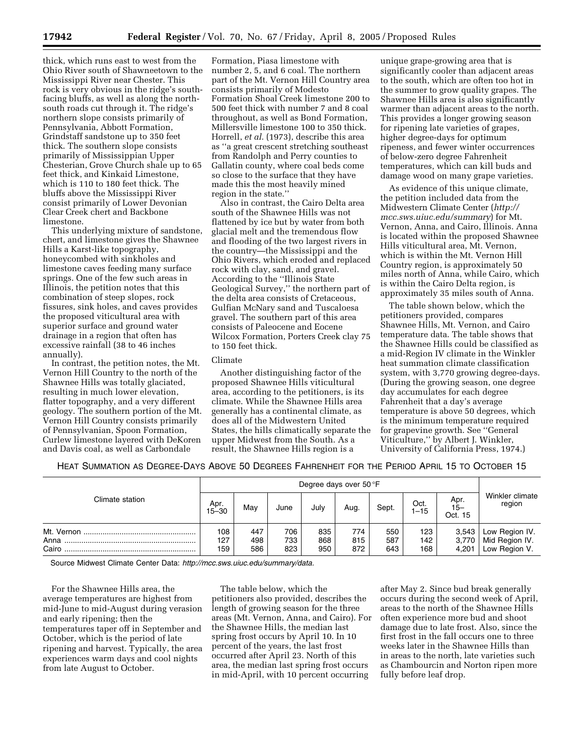thick, which runs east to west from the Ohio River south of Shawneetown to the Mississippi River near Chester. This rock is very obvious in the ridge's south-facing bluffs, as well as along the north-south roads cut through it. The ridge's northern slope consists primarily of Pennsylvania, Abbott Formation, Grindstaff sandstone up to 350 feet thick. The southern slope consists primarily of Mississippian Upper Chesterian, Grove Church shale up to 65 feet thick, and Kinkaid Limestone, which is 110 to 180 feet thick. The bluffs above the Mississippi River consist primarily of Lower Devonian Clear Creek chert and Backbone limestone.

This underlying mixture of sandstone, chert, and limestone gives the Shawnee Hills a Karst-like topography, honeycombed with sinkholes and limestone caves feeding many surface springs. One of the few such areas in Illinois, the petition notes that this combination of steep slopes, rock fissures, sink holes, and caves provides the proposed viticultural area with superior surface and ground water drainage in a region that often has excessive rainfall (38 to 46 inches annually).

In contrast, the petition notes, the Mt. Vernon Hill Country to the north of the Shawnee Hills was totally glaciated, resulting in much lower elevation, flatter topography, and a very different geology. The southern portion of the Mt. Vernon Hill Country consists primarily of Pennsylvanian, Spoon Formation, Curlew limestone layered with DeKoren and Davis coal, as well as Carbondale Formation, Piasa limestone with number 2, 5, and 6 coal. The northern part of the Mt. Vernon Hill Country area consists primarily of Modesto Formation Shoal Creek limestone 200 to 500 feet thick with number 7 and 8 coal throughout, as well as Bond Formation, Millersville limestone 100 to 350 thick. Horrell, *et al.* (1973), describe this area as "a great crescent stretching southeast from Randolph and Perry counties to Gallatin county, where coal beds come so close to the surface that they have made this the most heavily mined region in the state."

Also in contrast, the Cairo Delta area south of the Shawnee Hills was not flattened by ice but by water from both glacial melt and the tremendous flow and flooding of the two largest rivers in the country—the Mississippi and the Ohio Rivers, which eroded and replaced rock with clay, sand, and gravel. According to the "Illinois State Geological Survey," the northern part of the delta area consists of Cretaceous, Gulfian McNary sand and Tuscaloesa gravel. The southern part of this area consists of Paleocene and Eocene Wilcox Formation, Porters Creek clay 75 to 150 feet thick.

Climate

Another distinguishing factor of the proposed Shawnee Hills viticultural area, according to the petitioners, is its climate. While the Shawnee Hills area generally has a continental climate, as does all of the Midwestern United States, the hills climatically separate the upper Midwest from the South. As a result, the Shawnee Hills region is a unique grape-growing area that is significantly cooler than adjacent areas to the south, which are often too hot in the summer to grow quality grapes. The Shawnee Hills area is also significantly warmer than adjacent areas to the north. This provides a longer growing season for ripening late varieties of grapes, higher degree-days for optimum ripeness, and fewer winter occurrences of below-zero degree Fahrenheit temperatures, which can kill buds and damage wood on many grape varieties.

As evidence of this unique climate, the petition included data from the Midwestern Climate Center (*http://mcc.sws.uiuc.edu/summary*) for Mt. Vernon, Anna, and Cairo, Illinois. Anna is located within the proposed Shawnee Hills viticultural area, Mt. Vernon, which is within the Mt. Vernon Hill Country region, is approximately 50 miles north of Anna, while Cairo, which is within the Cairo Delta region, is approximately 35 miles south of Anna.

The table shown below, which the petitioners provided, compares Shawnee Hills, Mt. Vernon, and Cairo temperature data. The table shows that the Shawnee Hills could be classified as a mid-Region IV climate in the Winkler heat summation climate classification system, with 3,770 growing degree-days. (During the growing season, one degree day accumulates for each degree Fahrenheit that a day's average temperature is above 50 degrees, which is the minimum temperature required for grapevine growth. See "General Viticulture," by Albert J. Winkler, University of California Press, 1974.)

HEAT SUMMATION AS DEGREE-DAYS ABOVE 50 DEGREES FAHRENHEIT FOR THE PERIOD APRIL 15 TO OCTOBER 15

| Climate station | Degree days over 50 °F | | | | | | | | Winkler climate region |
|---|---|---|---|---|---|---|---|---|---|
| | Apr. 15–30 | May | June | July | Aug. | Sept. | Oct. 1–15 | Apr. 15–Oct. 15 | |
| Mt. Vernon | 108 | 447 | 706 | 835 | 774 | 550 | 123 | 3,543 | Low Region IV. |
| Anna | 127 | 498 | 733 | 868 | 815 | 587 | 142 | 3,770 | Mid Region IV. |
| Cairo | 159 | 586 | 823 | 950 | 872 | 643 | 168 | 4,201 | Low Region V. |

Source Midwest Climate Center Data: *http://mcc.sws.uiuc.edu/summary/data.*

For the Shawnee Hills area, the average temperatures are highest from mid-June to mid-August during verasion and early ripening; then the temperatures taper off in September and October, which is the period of late ripening and harvest. Typically, the area experiences warm days and cool nights from late August to October.

The table below, which the petitioners also provided, describes the length of growing season for the three areas (Mt. Vernon, Anna, and Cairo). For the Shawnee Hills, the median last spring frost occurs by April 10. In 10 percent of the years, the last frost occurred after April 23. North of this area, the median last spring frost occurs in mid-April, with 10 percent occurring after May 2. Since bud break generally occurs during the second week of April, areas to the north of the Shawnee Hills often experience more bud and shoot damage due to late frost. Also, since the first frost in the fall occurs one to three weeks later in the Shawnee Hills than in areas to the north, late varieties such as Chambourcin and Norton ripen more fully before leaf drop.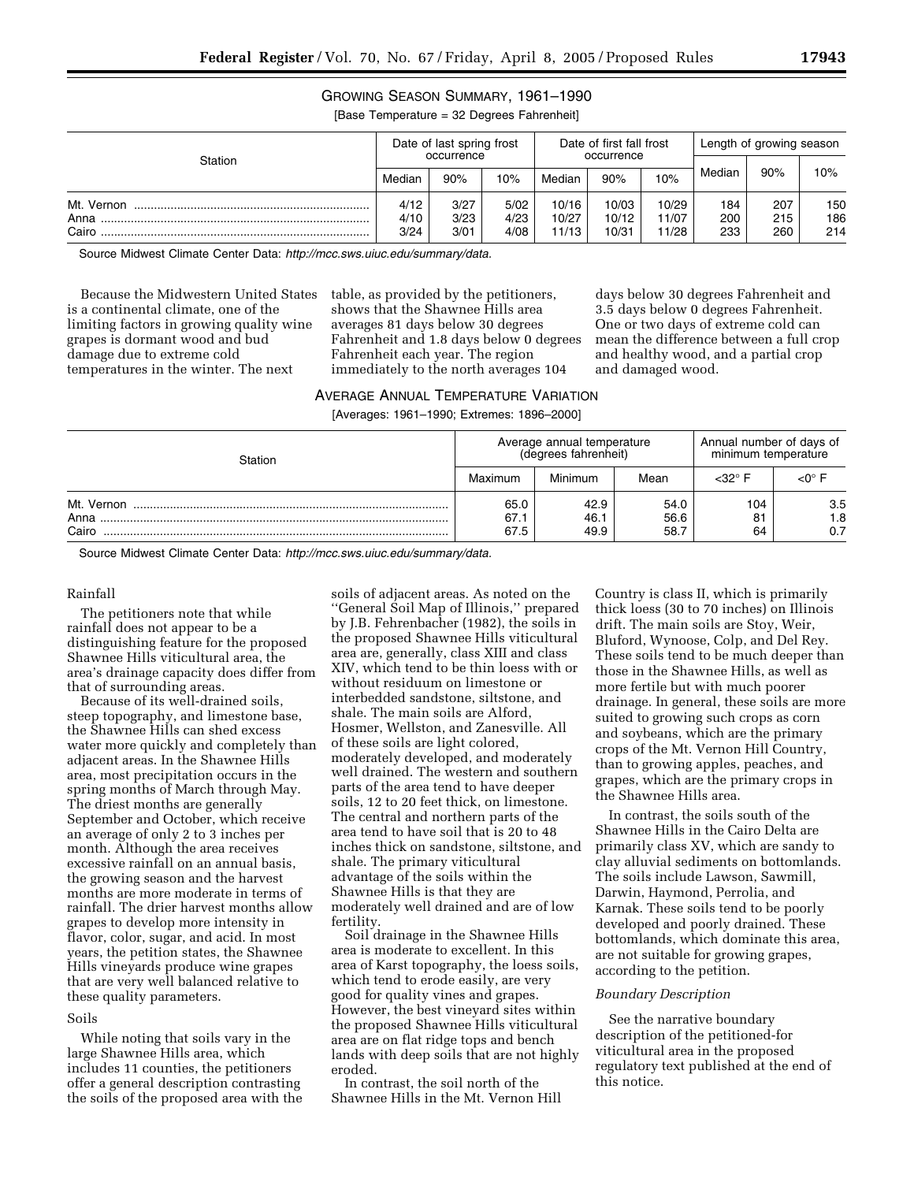GROWING SEASON SUMMARY, 1961–1990

[Base Temperature = 32 Degrees Fahrenheit]

| Station | Date of last spring frost occurrence | | | Date of first fall frost occurrence | | | Length of growing season | | |
|---|---|---|---|---|---|---|---|---|---|
| | Median | 90% | 10% | Median | 90% | 10% | Median | 90% | 10% |
| Mt. Vernon | 4/12 | 3/27 | 5/02 | 10/16 | 10/03 | 10/29 | 184 | 207 | 150 |
| Anna | 4/10 | 3/23 | 4/23 | 10/27 | 10/12 | 11/07 | 200 | 215 | 186 |
| Cairo | 3/24 | 3/01 | 4/08 | 11/13 | 10/31 | 11/28 | 233 | 260 | 214 |

Source Midwest Climate Center Data: *http://mcc.sws.uiuc.edu/summary/data.*

Because the Midwestern United States is a continental climate, one of the limiting factors in growing quality wine grapes is dormant wood and bud damage due to extreme cold temperatures in the winter. The next table, as provided by the petitioners, shows that the Shawnee Hills area averages 81 days below 30 degrees Fahrenheit and 1.8 days below 0 degrees Fahrenheit each year. The region immediately to the north averages 104 days below 30 degrees Fahrenheit and 3.5 days below 0 degrees Fahrenheit. One or two days of extreme cold can mean the difference between a full crop and healthy wood, and a partial crop and damaged wood.

AVERAGE ANNUAL TEMPERATURE VARIATION

[Averages: 1961–1990; Extremes: 1896–2000]

| Station | Average annual temperature (degrees fahrenheit) | | | Annual number of days of minimum temperature | |
|---|---|---|---|---|---|
| | Maximum | Minimum | Mean | <32° F | <0° F |
| Mt. Vernon | 65.0 | 42.9 | 54.0 | 104 | 3.5 |
| Anna | 67.1 | 46.1 | 56.6 | 81 | 1.8 |
| Cairo | 67.5 | 49.9 | 58.7 | 64 | 0.7 |

Source Midwest Climate Center Data: *http://mcc.sws.uiuc.edu/summary/data.*

Rainfall

The petitioners note that while rainfall does not appear to be a distinguishing feature for the proposed Shawnee Hills viticultural area, the area's drainage capacity does differ from that of surrounding areas.

Because of its well-drained soils, steep topography, and limestone base, the Shawnee Hills can shed excess water more quickly and completely than adjacent areas. In the Shawnee Hills area, most precipitation occurs in the spring months of March through May. The driest months are generally September and October, which receive an average of only 2 to 3 inches per month. Although the area receives excessive rainfall on an annual basis, the growing season and the harvest months are more moderate in terms of rainfall. The drier harvest months allow grapes to develop more intensity in flavor, color, sugar, and acid. In most years, the petition states, the Shawnee Hills vineyards produce wine grapes that are very well balanced relative to these quality parameters.

Soils

While noting that soils vary in the large Shawnee Hills area, which includes 11 counties, the petitioners offer a general description contrasting the soils of the proposed area with the soils of adjacent areas. As noted on the ''General Soil Map of Illinois,'' prepared by J.B. Fehrenbacher (1982), the soils in the proposed Shawnee Hills viticultural area are, generally, class XIII and class XIV, which tend to be thin loess with or without residuum on limestone or interbedded sandstone, siltstone, and shale. The main soils are Alford, Hosmer, Wellston, and Zanesville. All of these soils are light colored, moderately developed, and moderately well drained. The western and southern parts of the area tend to have deeper soils, 12 to 20 feet thick, on limestone. The central and northern parts of the area tend to have soil that is 20 to 48 inches thick on sandstone, siltstone, and shale. The primary viticultural advantage of the soils within the Shawnee Hills is that they are moderately well drained and are of low fertility.

Soil drainage in the Shawnee Hills area is moderate to excellent. In this area of Karst topography, the loess soils, which tend to erode easily, are very good for quality vines and grapes. However, the best vineyard sites within the proposed Shawnee Hills viticultural area are on flat ridge tops and bench lands with deep soils that are not highly eroded.

In contrast, the soil north of the Shawnee Hills in the Mt. Vernon Hill Country is class II, which is primarily thick loess (30 to 70 inches) on Illinois drift. The main soils are Stoy, Weir, Bluford, Wynoose, Colp, and Del Rey. These soils tend to be much deeper than those in the Shawnee Hills, as well as more fertile but with much poorer drainage. In general, these soils are more suited to growing such crops as corn and soybeans, which are the primary crops of the Mt. Vernon Hill Country, than to growing apples, peaches, and grapes, which are the primary crops in the Shawnee Hills area.

In contrast, the soils south of the Shawnee Hills in the Cairo Delta are primarily class XV, which are sandy to clay alluvial sediments on bottomlands. The soils include Lawson, Sawmill, Darwin, Haymond, Perrolia, and Karnak. These soils tend to be poorly developed and poorly drained. These bottomlands, which dominate this area, are not suitable for growing grapes, according to the petition.

*Boundary Description*

See the narrative boundary description of the petitioned-for viticultural area in the proposed regulatory text published at the end of this notice.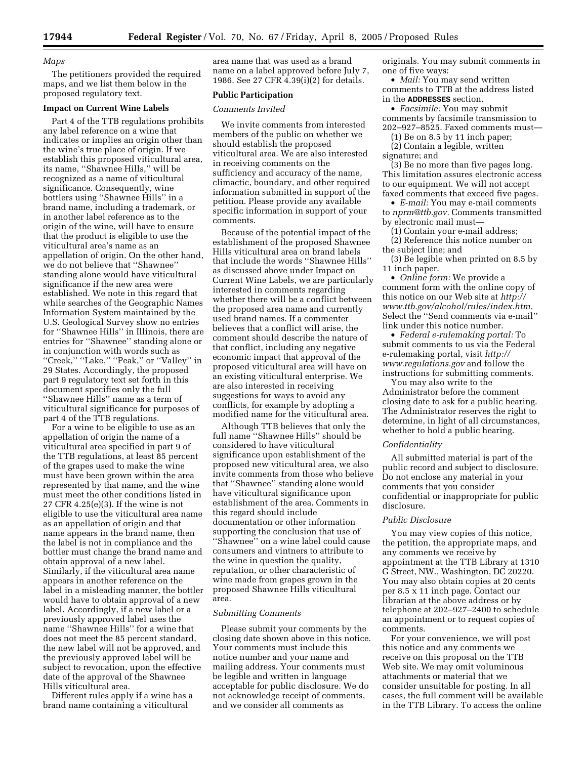*Maps*

The petitioners provided the required maps, and we list them below in the proposed regulatory text.

**Impact on Current Wine Labels**

Part 4 of the TTB regulations prohibits any label reference on a wine that indicates or implies an origin other than the wine's true place of origin. If we establish this proposed viticultural area, its name, ''Shawnee Hills,'' will be recognized as a name of viticultural significance. Consequently, wine bottlers using ''Shawnee Hills'' in a brand name, including a trademark, or in another label reference as to the origin of the wine, will have to ensure that the product is eligible to use the viticultural area's name as an appellation of origin. On the other hand, we do not believe that ''Shawnee'' standing alone would have viticultural significance if the new area were established. We note in this regard that while searches of the Geographic Names Information System maintained by the U.S. Geological Survey show no entries for ''Shawnee Hills'' in Illinois, there are entries for ''Shawnee'' standing alone or in conjunction with words such as ''Creek,'' ''Lake,'' ''Peak,'' or ''Valley'' in 29 States. Accordingly, the proposed part 9 regulatory text set forth in this document specifies only the full ''Shawnee Hills'' name as a term of viticultural significance for purposes of part 4 of the TTB regulations.

For a wine to be eligible to use as an appellation of origin the name of a viticultural area specified in part 9 of the TTB regulations, at least 85 percent of the grapes used to make the wine must have been grown within the area represented by that name, and the wine must meet the other conditions listed in 27 CFR 4.25(e)(3). If the wine is not eligible to use the viticultural area name as an appellation of origin and that name appears in the brand name, then the label is not in compliance and the bottler must change the brand name and obtain approval of a new label. Similarly, if the viticultural area name appears in another reference on the label in a misleading manner, the bottler would have to obtain approval of a new label. Accordingly, if a new label or a previously approved label uses the name ''Shawnee Hills'' for a wine that does not meet the 85 percent standard, the new label will not be approved, and the previously approved label will be subject to revocation, upon the effective date of the approval of the Shawnee Hills viticultural area.

Different rules apply if a wine has a brand name containing a viticultural area name that was used as a brand name on a label approved before July 7, 1986. See 27 CFR 4.39(i)(2) for details.

**Public Participation**

*Comments Invited*

We invite comments from interested members of the public on whether we should establish the proposed viticultural area. We are also interested in receiving comments on the sufficiency and accuracy of the name, climactic, boundary, and other required information submitted in support of the petition. Please provide any available specific information in support of your comments.

Because of the potential impact of the establishment of the proposed Shawnee Hills viticultural area on brand labels that include the words ''Shawnee Hills'' as discussed above under Impact on Current Wine Labels, we are particularly interested in comments regarding whether there will be a conflict between the proposed area name and currently used brand names. If a commenter believes that a conflict will arise, the comment should describe the nature of that conflict, including any negative economic impact that approval of the proposed viticultural area will have on an existing viticultural enterprise. We are also interested in receiving suggestions for ways to avoid any conflicts, for example by adopting a modified name for the viticultural area.

Although TTB believes that only the full name ''Shawnee Hills'' should be considered to have viticultural significance upon establishment of the proposed new viticultural area, we also invite comments from those who believe that ''Shawnee'' standing alone would have viticultural significance upon establishment of the area. Comments in this regard should include documentation or other information supporting the conclusion that use of ''Shawnee'' on a wine label could cause consumers and vintners to attribute to the wine in question the quality, reputation, or other characteristic of wine made from grapes grown in the proposed Shawnee Hills viticultural area.

*Submitting Comments*

Please submit your comments by the closing date shown above in this notice. Your comments must include this notice number and your name and mailing address. Your comments must be legible and written in language acceptable for public disclosure. We do not acknowledge receipt of comments, and we consider all comments as originals. You may submit comments in one of five ways:

- *Mail:* You may send written comments to TTB at the address listed in the **ADDRESSES** section.
- *Facsimile:* You may submit comments by facsimile transmission to 202–927–8525. Faxed comments must—

(1) Be on 8.5 by 11 inch paper;

(2) Contain a legible, written signature; and

(3) Be no more than five pages long. This limitation assures electronic access to our equipment. We will not accept faxed comments that exceed five pages.

- *E-mail:* You may e-mail comments to *nprm@ttb.gov.* Comments transmitted by electronic mail must—

(1) Contain your e-mail address;

(2) Reference this notice number on the subject line; and

(3) Be legible when printed on 8.5 by 11 inch paper.

- *Online form:* We provide a comment form with the online copy of this notice on our Web site at *http://www.ttb.gov/alcohol/rules/index.htm.* Select the ''Send comments via e-mail'' link under this notice number.
- *Federal e-rulemaking portal:* To submit comments to us via the Federal e-rulemaking portal, visit *http://www.regulations.gov* and follow the instructions for submitting comments.

You may also write to the Administrator before the comment closing date to ask for a public hearing. The Administrator reserves the right to determine, in light of all circumstances, whether to hold a public hearing.

*Confidentiality*

All submitted material is part of the public record and subject to disclosure. Do not enclose any material in your comments that you consider confidential or inappropriate for public disclosure.

*Public Disclosure*

You may view copies of this notice, the petition, the appropriate maps, and any comments we receive by appointment at the TTB Library at 1310 G Street, NW., Washington, DC 20220. You may also obtain copies at 20 cents per 8.5 x 11 inch page. Contact our librarian at the above address or by telephone at 202–927–2400 to schedule an appointment or to request copies of comments.

For your convenience, we will post this notice and any comments we receive on this proposal on the TTB Web site. We may omit voluminous attachments or material that we consider unsuitable for posting. In all cases, the full comment will be available in the TTB Library. To access the online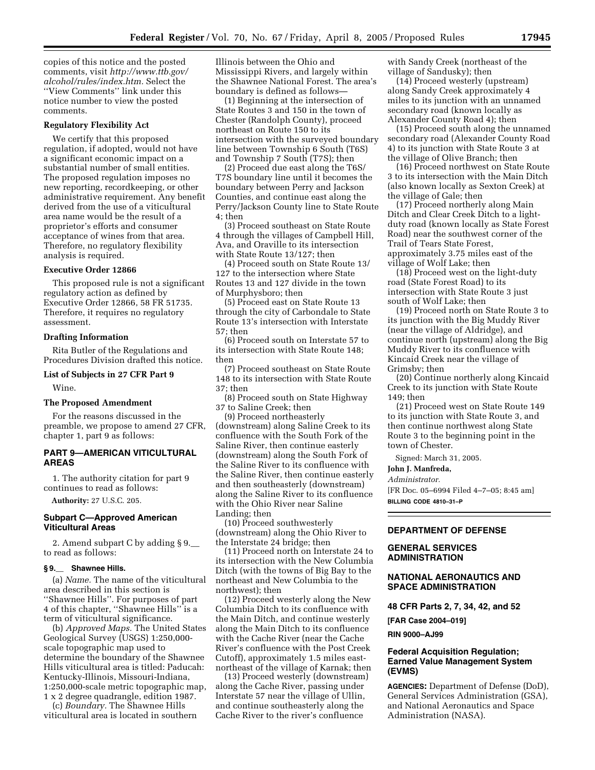copies of this notice and the posted comments, visit *http://www.ttb.gov/alcohol/rules/index.htm.* Select the ''View Comments'' link under this notice number to view the posted comments.

### Regulatory Flexibility Act

We certify that this proposed regulation, if adopted, would not have a significant economic impact on a substantial number of small entities. The proposed regulation imposes no new reporting, recordkeeping, or other administrative requirement. Any benefit derived from the use of a viticultural area name would be the result of a proprietor's efforts and consumer acceptance of wines from that area. Therefore, no regulatory flexibility analysis is required.

### Executive Order 12866

This proposed rule is not a significant regulatory action as defined by Executive Order 12866, 58 FR 51735. Therefore, it requires no regulatory assessment.

### Drafting Information

Rita Butler of the Regulations and Procedures Division drafted this notice.

### List of Subjects in 27 CFR Part 9

Wine.

### The Proposed Amendment

For the reasons discussed in the preamble, we propose to amend 27 CFR, chapter 1, part 9 as follows:

## PART 9—AMERICAN VITICULTURAL AREAS

1. The authority citation for part 9 continues to read as follows:

**Authority:** 27 U.S.C. 205.

### Subpart C—Approved American Viticultural Areas

2. Amend subpart C by adding § 9.__ to read as follows:

#### § 9.__ Shawnee Hills.

(a) *Name.* The name of the viticultural area described in this section is ''Shawnee Hills''. For purposes of part 4 of this chapter, ''Shawnee Hills'' is a term of viticultural significance.

(b) *Approved Maps.* The United States Geological Survey (USGS) 1:250,000-scale topographic map used to determine the boundary of the Shawnee Hills viticultural area is titled: Paducah: Kentucky-Illinois, Missouri-Indiana, 1:250,000-scale metric topographic map, 1 x 2 degree quadrangle, edition 1987.

(c) *Boundary.* The Shawnee Hills viticultural area is located in southern Illinois between the Ohio and Mississippi Rivers, and largely within the Shawnee National Forest. The area's boundary is defined as follows—

(1) Beginning at the intersection of State Routes 3 and 150 in the town of Chester (Randolph County), proceed northeast on Route 150 to its intersection with the surveyed boundary line between Township 6 South (T6S) and Township 7 South (T7S); then

(2) Proceed due east along the T6S/T7S boundary line until it becomes the boundary between Perry and Jackson Counties, and continue east along the Perry/Jackson County line to State Route 4; then

(3) Proceed southeast on State Route 4 through the villages of Campbell Hill, Ava, and Oraville to its intersection with State Route 13/127; then

(4) Proceed south on State Route 13/127 to the intersection where State Routes 13 and 127 divide in the town of Murphysboro; then

(5) Proceed east on State Route 13 through the city of Carbondale to State Route 13's intersection with Interstate 57; then

(6) Proceed south on Interstate 57 to its intersection with State Route 148; then

(7) Proceed southeast on State Route 148 to its intersection with State Route 37; then

(8) Proceed south on State Highway 37 to Saline Creek; then

(9) Proceed northeasterly (downstream) along Saline Creek to its confluence with the South Fork of the Saline River, then continue easterly (downstream) along the South Fork of the Saline River to its confluence with the Saline River, then continue easterly and then southeasterly (downstream) along the Saline River to its confluence with the Ohio River near Saline Landing; then

(10) Proceed southwesterly (downstream) along the Ohio River to the Interstate 24 bridge; then

(11) Proceed north on Interstate 24 to its intersection with the New Columbia Ditch (with the towns of Big Bay to the northeast and New Columbia to the northwest); then

(12) Proceed westerly along the New Columbia Ditch to its confluence with the Main Ditch, and continue westerly along the Main Ditch to its confluence with the Cache River (near the Cache River's confluence with the Post Creek Cutoff), approximately 1.5 miles east-northeast of the village of Karnak; then

(13) Proceed westerly (downstream) along the Cache River, passing under Interstate 57 near the village of Ullin, and continue southeasterly along the Cache River to the river's confluence with Sandy Creek (northeast of the village of Sandusky); then

(14) Proceed westerly (upstream) along Sandy Creek approximately 4 miles to its junction with an unnamed secondary road (known locally as Alexander County Road 4); then

(15) Proceed south along the unnamed secondary road (Alexander County Road 4) to its junction with State Route 3 at the village of Olive Branch; then

(16) Proceed northwest on State Route 3 to its intersection with the Main Ditch (also known locally as Sexton Creek) at the village of Gale; then

(17) Proceed northerly along Main Ditch and Clear Creek Ditch to a light-duty road (known locally as State Forest Road) near the southwest corner of the Trail of Tears State Forest, approximately 3.75 miles east of the village of Wolf Lake; then

(18) Proceed west on the light-duty road (State Forest Road) to its intersection with State Route 3 just south of Wolf Lake; then

(19) Proceed north on State Route 3 to its junction with the Big Muddy River (near the village of Aldridge), and continue north (upstream) along the Big Muddy River to its confluence with Kincaid Creek near the village of Grimsby; then

(20) Continue northerly along Kincaid Creek to its junction with State Route 149; then

(21) Proceed west on State Route 149 to its junction with State Route 3, and then continue northwest along State Route 3 to the beginning point in the town of Chester.

Signed: March 31, 2005.

**John J. Manfreda,**

*Administrator.*

[FR Doc. 05–6994 Filed 4–7–05; 8:45 am]

**BILLING CODE 4810–31–P**

---

## DEPARTMENT OF DEFENSE

## GENERAL SERVICES ADMINISTRATION

## NATIONAL AERONAUTICS AND SPACE ADMINISTRATION

### 48 CFR Parts 2, 7, 34, 42, and 52

**[FAR Case 2004–019]**

**RIN 9000–AJ99**

## Federal Acquisition Regulation; Earned Value Management System (EVMS)

**AGENCIES:** Department of Defense (DoD), General Services Administration (GSA), and National Aeronautics and Space Administration (NASA).